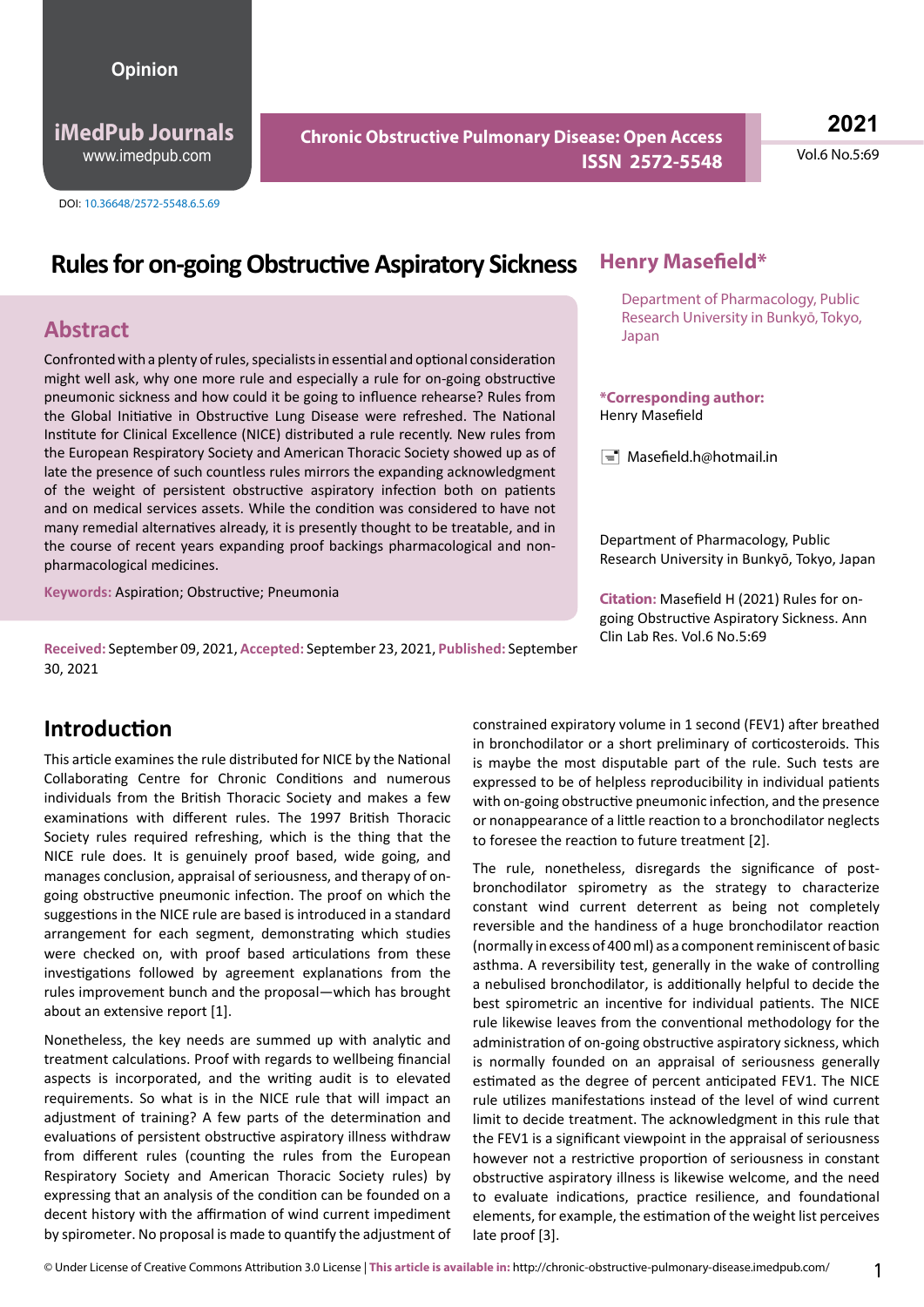Opinion

iMedPub Journals
www.imedpub.com

DOI: 10.36648/2572-5548.6.5.69

# Rules for on-going Obstructive Aspiratory Sickness

## Henry Masefield*

Department of Pharmacology, Public Research University in Bunkyō, Tokyo, Japan

**\*Corresponding author:**
Henry Masefield

Masefield.h@hotmail.in

Department of Pharmacology, Public Research University in Bunkyō, Tokyo, Japan

**Citation:** Masefield H (2021) Rules for on-going Obstructive Aspiratory Sickness. Ann Clin Lab Res. Vol.6 No.5:69

## Abstract

Confronted with a plenty of rules, specialists in essential and optional consideration might well ask, why one more rule and especially a rule for on-going obstructive pneumonic sickness and how could it be going to influence rehearse? Rules from the Global Initiative in Obstructive Lung Disease were refreshed. The National Institute for Clinical Excellence (NICE) distributed a rule recently. New rules from the European Respiratory Society and American Thoracic Society showed up as of late the presence of such countless rules mirrors the expanding acknowledgment of the weight of persistent obstructive aspiratory infection both on patients and on medical services assets. While the condition was considered to have not many remedial alternatives already, it is presently thought to be treatable, and in the course of recent years expanding proof backings pharmacological and non-pharmacological medicines.

**Keywords:** Aspiration; Obstructive; Pneumonia

**Received:** September 09, 2021, **Accepted:** September 23, 2021, **Published:** September 30, 2021

## Introduction

This article examines the rule distributed for NICE by the National Collaborating Centre for Chronic Conditions and numerous individuals from the British Thoracic Society and makes a few examinations with different rules. The 1997 British Thoracic Society rules required refreshing, which is the thing that the NICE rule does. It is genuinely proof based, wide going, and manages conclusion, appraisal of seriousness, and therapy of on-going obstructive pneumonic infection. The proof on which the suggestions in the NICE rule are based is introduced in a standard arrangement for each segment, demonstrating which studies were checked on, with proof based articulations from these investigations followed by agreement explanations from the rules improvement bunch and the proposal—which has brought about an extensive report [1].

Nonetheless, the key needs are summed up with analytic and treatment calculations. Proof with regards to wellbeing financial aspects is incorporated, and the writing audit is to elevated requirements. So what is in the NICE rule that will impact an adjustment of training? A few parts of the determination and evaluations of persistent obstructive aspiratory illness withdraw from different rules (counting the rules from the European Respiratory Society and American Thoracic Society rules) by expressing that an analysis of the condition can be founded on a decent history with the affirmation of wind current impediment by spirometer. No proposal is made to quantify the adjustment of constrained expiratory volume in 1 second (FEV1) after breathed in bronchodilator or a short preliminary of corticosteroids. This is maybe the most disputable part of the rule. Such tests are expressed to be of helpless reproducibility in individual patients with on-going obstructive pneumonic infection, and the presence or nonappearance of a little reaction to a bronchodilator neglects to foresee the reaction to future treatment [2].

The rule, nonetheless, disregards the significance of post-bronchodilator spirometry as the strategy to characterize constant wind current deterrent as being not completely reversible and the handiness of a huge bronchodilator reaction (normally in excess of 400 ml) as a component reminiscent of basic asthma. A reversibility test, generally in the wake of controlling a nebulised bronchodilator, is additionally helpful to decide the best spirometric an incentive for individual patients. The NICE rule likewise leaves from the conventional methodology for the administration of on-going obstructive aspiratory sickness, which is normally founded on an appraisal of seriousness generally estimated as the degree of percent anticipated FEV1. The NICE rule utilizes manifestations instead of the level of wind current limit to decide treatment. The acknowledgment in this rule that the FEV1 is a significant viewpoint in the appraisal of seriousness however not a restrictive proportion of seriousness in constant obstructive aspiratory illness is likewise welcome, and the need to evaluate indications, practice resilience, and foundational elements, for example, the estimation of the weight list perceives late proof [3].

© Under License of Creative Commons Attribution 3.0 License | **This article is available in:** http://chronic-obstructive-pulmonary-disease.imedpub.com/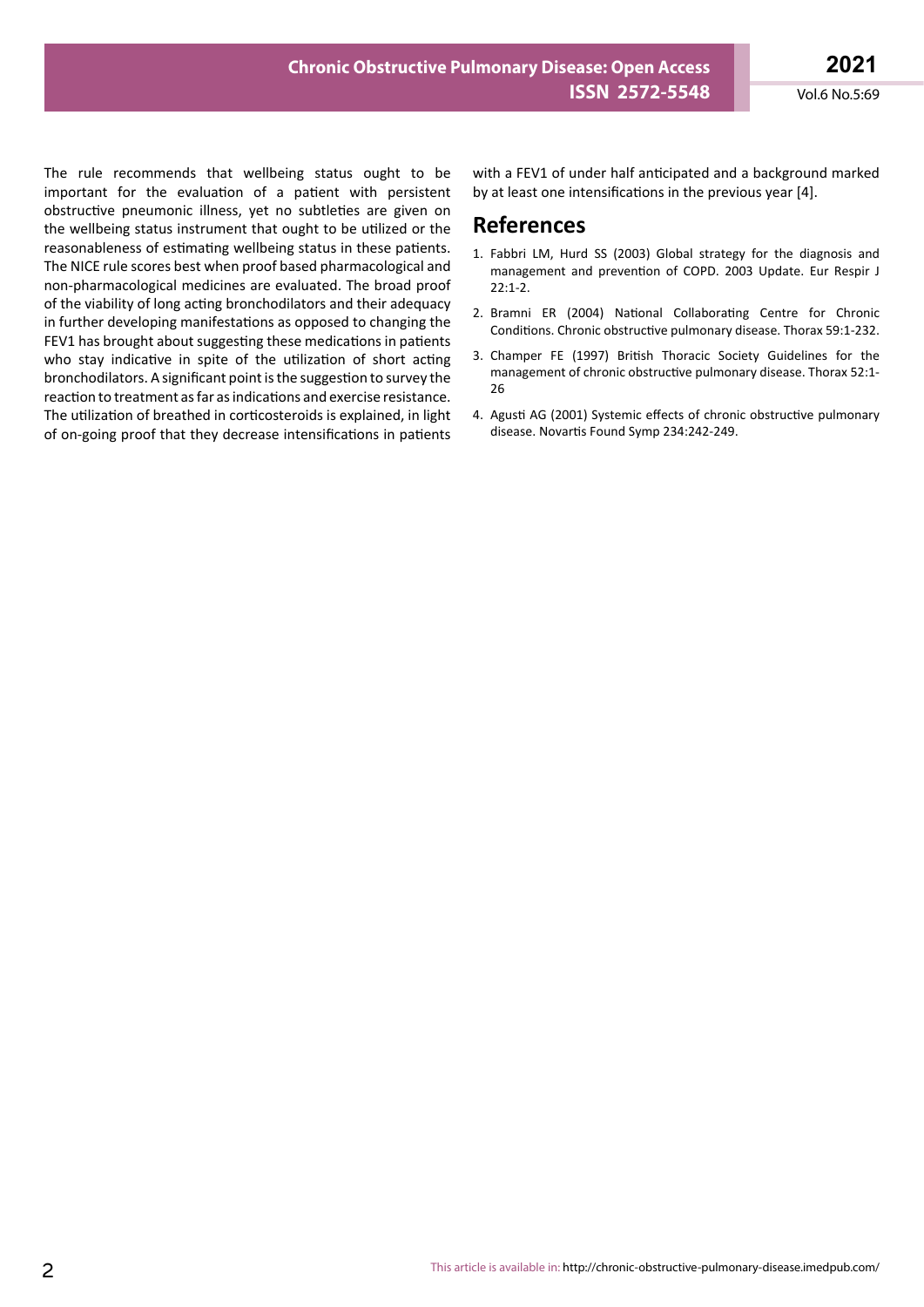The rule recommends that wellbeing status ought to be important for the evaluation of a patient with persistent obstructive pneumonic illness, yet no subtleties are given on the wellbeing status instrument that ought to be utilized or the reasonableness of estimating wellbeing status in these patients. The NICE rule scores best when proof based pharmacological and non-pharmacological medicines are evaluated. The broad proof of the viability of long acting bronchodilators and their adequacy in further developing manifestations as opposed to changing the FEV1 has brought about suggesting these medications in patients who stay indicative in spite of the utilization of short acting bronchodilators. A significant point is the suggestion to survey the reaction to treatment as far as indications and exercise resistance. The utilization of breathed in corticosteroids is explained, in light of on-going proof that they decrease intensifications in patients with a FEV1 of under half anticipated and a background marked by at least one intensifications in the previous year [4].

## References

1. Fabbri LM, Hurd SS (2003) Global strategy for the diagnosis and management and prevention of COPD. 2003 Update. Eur Respir J 22:1-2.
2. Bramni ER (2004) National Collaborating Centre for Chronic Conditions. Chronic obstructive pulmonary disease. Thorax 59:1-232.
3. Champer FE (1997) British Thoracic Society Guidelines for the management of chronic obstructive pulmonary disease. Thorax 52:1-26
4. Agusti AG (2001) Systemic effects of chronic obstructive pulmonary disease. Novartis Found Symp 234:242-249.